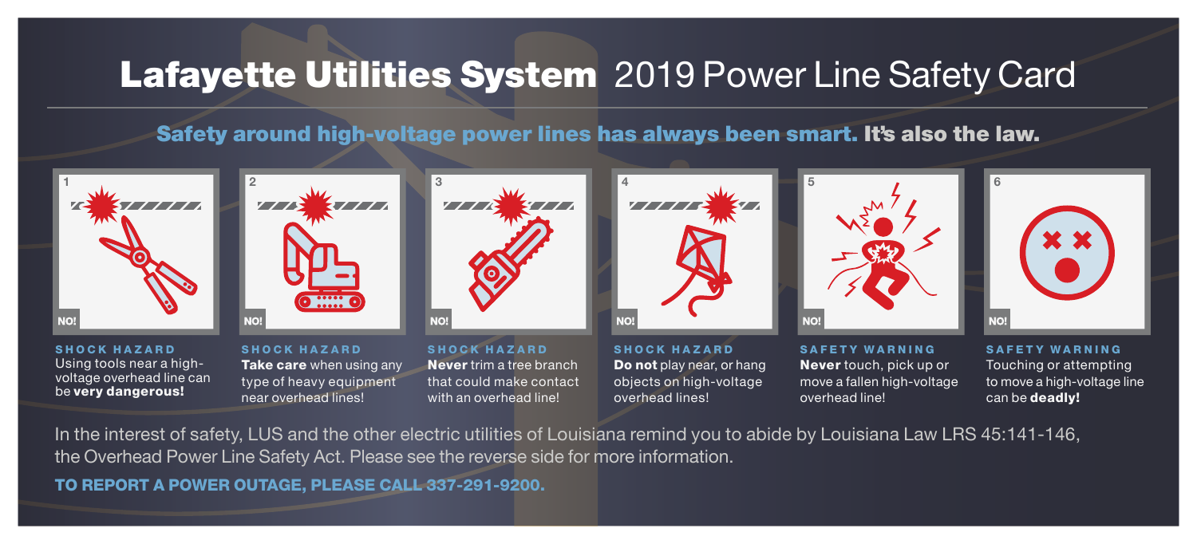# **Lafayette Utilities System** 2019 Power Line Safety Card

## **Safety around high-voltage power lines has always been smart. It's also the law.**

1 NO!

**SHOCK HAZARD**
Using tools near a high-voltage overhead line can be **very dangerous!**

2 NO!

**SHOCK HAZARD**
**Take care** when using any type of heavy equipment near overhead lines!

3 NO!

**SHOCK HAZARD**
**Never** trim a tree branch that could make contact with an overhead line!

4 NO!

**SHOCK HAZARD**
**Do not** play near, or hang objects on high-voltage overhead lines!

5 NO!

**SAFETY WARNING**
**Never** touch, pick up or move a fallen high-voltage overhead line!

6 NO!

**SAFETY WARNING**
Touching or attempting to move a high-voltage line can be **deadly!**

In the interest of safety, LUS and the other electric utilities of Louisiana remind you to abide by Louisiana Law LRS 45:141-146, the Overhead Power Line Safety Act. Please see the reverse side for more information.

**TO REPORT A POWER OUTAGE, PLEASE CALL 337-291-9200.**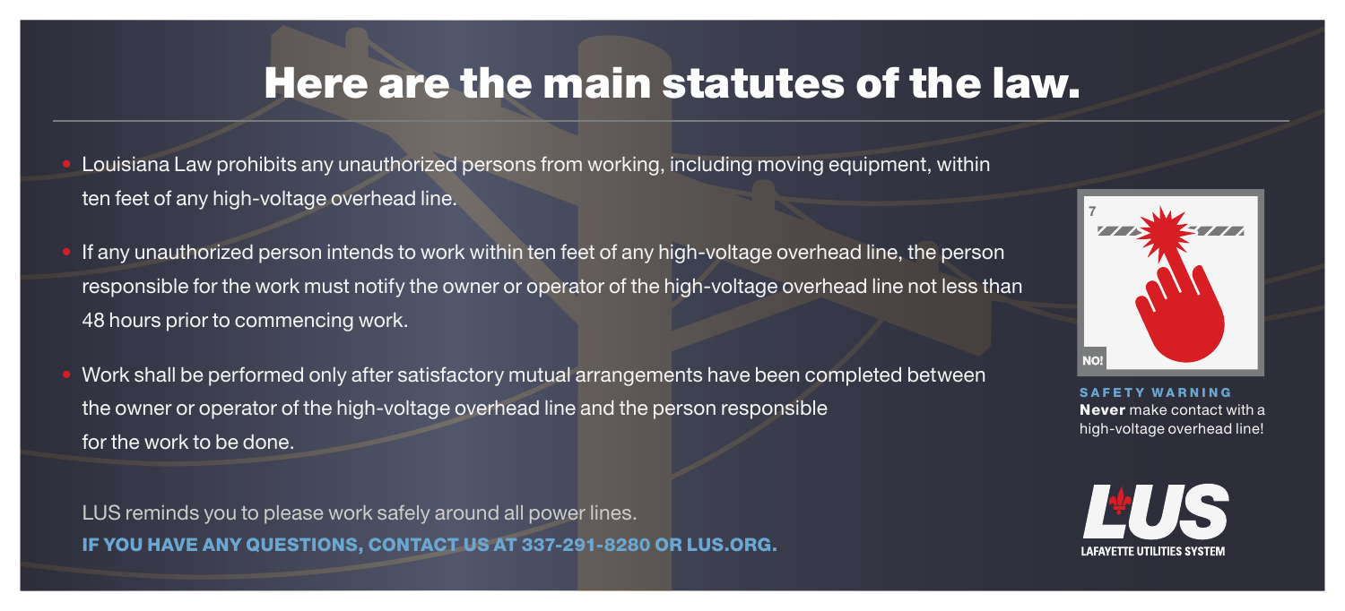# Here are the main statutes of the law.

- Louisiana Law prohibits any unauthorized persons from working, including moving equipment, within ten feet of any high-voltage overhead line.
- If any unauthorized person intends to work within ten feet of any high-voltage overhead line, the person responsible for the work must notify the owner or operator of the high-voltage overhead line not less than 48 hours prior to commencing work.
- Work shall be performed only after satisfactory mutual arrangements have been completed between the owner or operator of the high-voltage overhead line and the person responsible for the work to be done.

7

NO!

SAFETY WARNING

**Never** make contact with a high-voltage overhead line!

LUS reminds you to please work safely around all power lines.

**IF YOU HAVE ANY QUESTIONS, CONTACT US AT 337-291-8280 OR LUS.ORG.**

LUS

LAFAYETTE UTILITIES SYSTEM